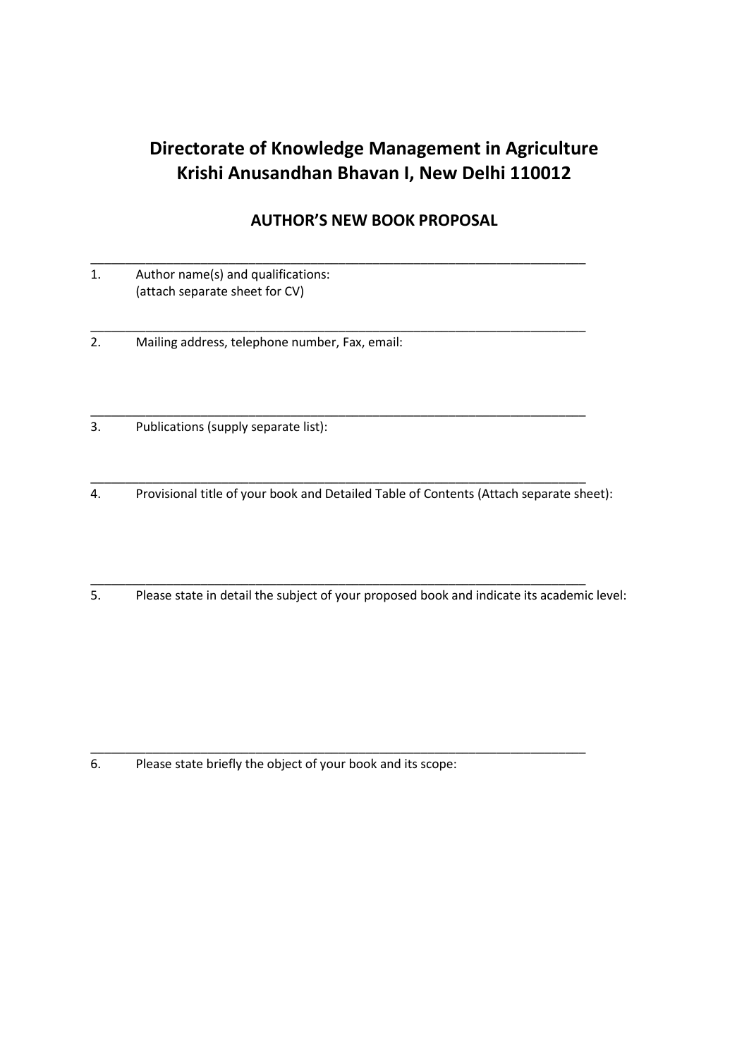# Directorate of Knowledge Management in Agriculture
# Krishi Anusandhan Bhavan I, New Delhi 110012

## AUTHOR'S NEW BOOK PROPOSAL

---

1. Author name(s) and qualifications:
   (attach separate sheet for CV)

---

2. Mailing address, telephone number, Fax, email:

---

3. Publications (supply separate list):

---

4. Provisional title of your book and Detailed Table of Contents (Attach separate sheet):

---

5. Please state in detail the subject of your proposed book and indicate its academic level:

---

6. Please state briefly the object of your book and its scope: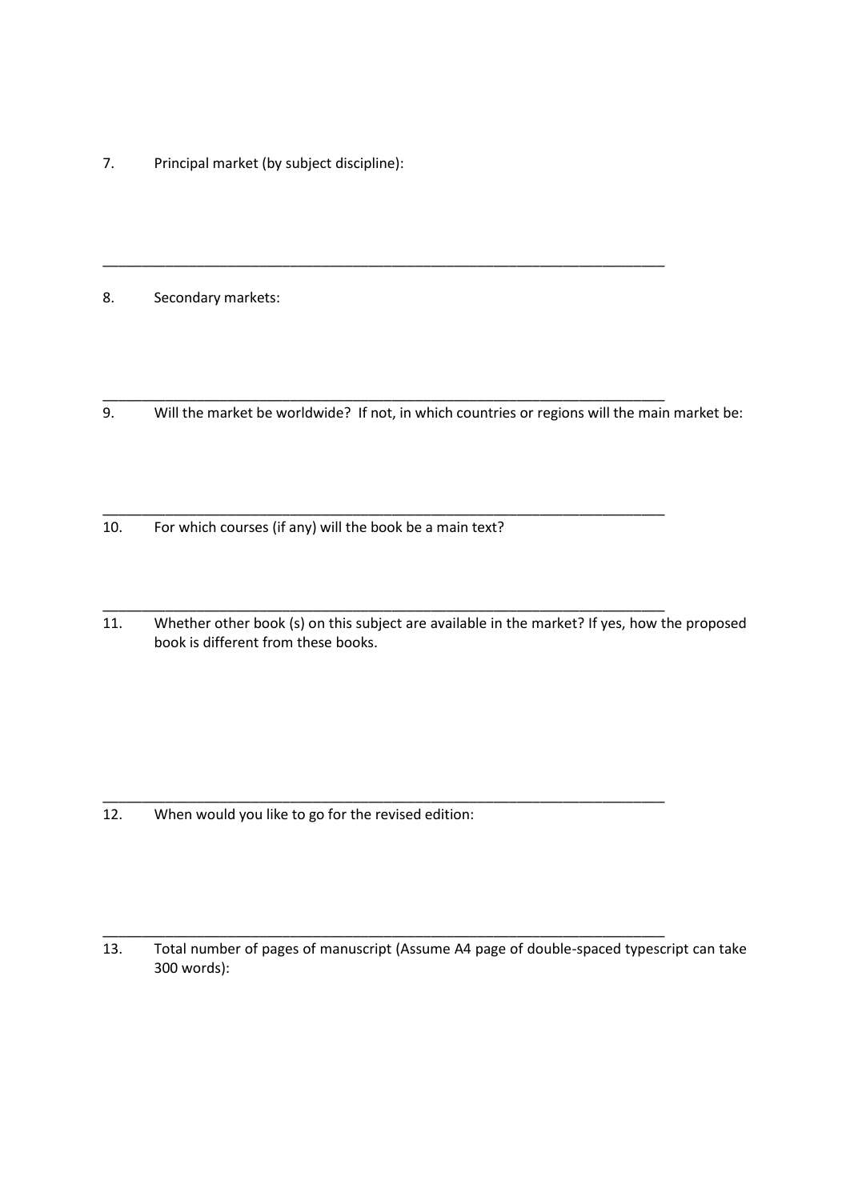7. Principal market (by subject discipline):

---

8. Secondary markets:

---

9. Will the market be worldwide? If not, in which countries or regions will the main market be:

---

10. For which courses (if any) will the book be a main text?

---

11. Whether other book (s) on this subject are available in the market? If yes, how the proposed book is different from these books.

---

12. When would you like to go for the revised edition:

---

13. Total number of pages of manuscript (Assume A4 page of double-spaced typescript can take 300 words):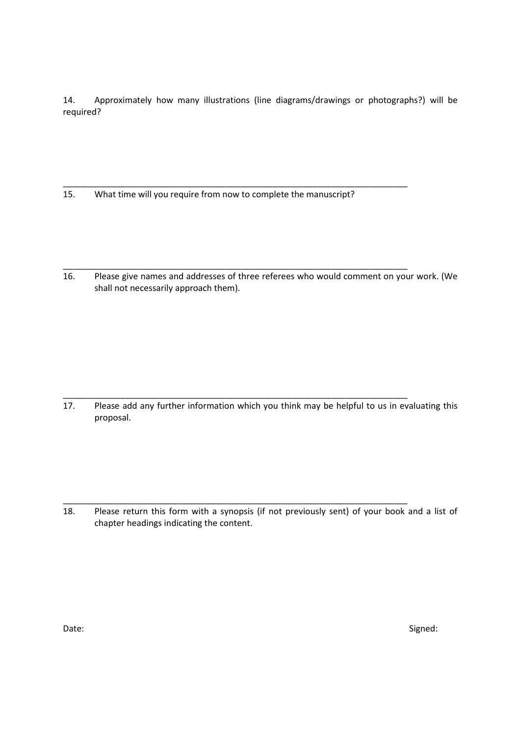14. Approximately how many illustrations (line diagrams/drawings or photographs?) will be required?

___

15. What time will you require from now to complete the manuscript?

___

16. Please give names and addresses of three referees who would comment on your work. (We shall not necessarily approach them).

___

17. Please add any further information which you think may be helpful to us in evaluating this proposal.

___

18. Please return this form with a synopsis (if not previously sent) of your book and a list of chapter headings indicating the content.

Date: Signed: